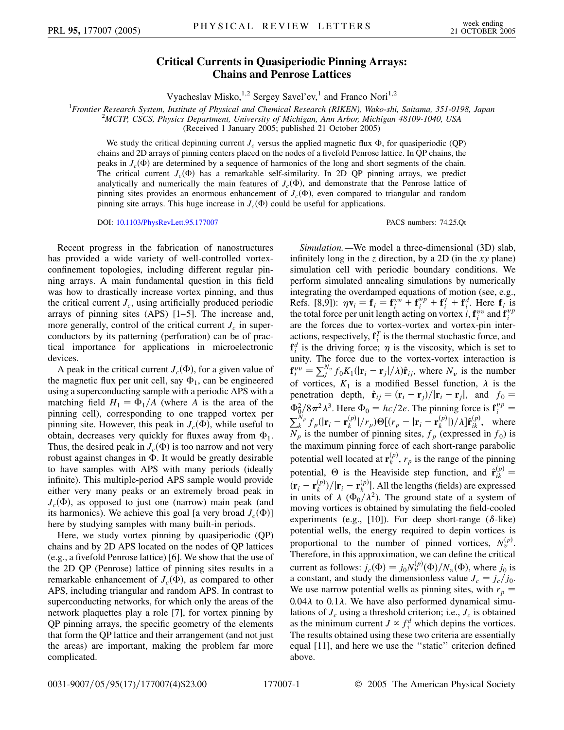# Critical Currents in Quasiperiodic Pinning Arrays: Chains and Penrose Lattices

Vyacheslav Misko,[1,2] Sergey Savel'ev,[1] and Franco Nori[1,2]

[1]*Frontier Research System, Institute of Physical and Chemical Research (RIKEN), Wako-shi, Saitama, 351-0198, Japan*
[2]*MCTP, CSCS, Physics Department, University of Michigan, Ann Arbor, Michigan 48109-1040, USA*
(Received 1 January 2005; published 21 October 2005)

We study the critical depinning current $J_c$ versus the applied magnetic flux $\Phi$, for quasiperiodic (QP) chains and 2D arrays of pinning centers placed on the nodes of a fivefold Penrose lattice. In QP chains, the peaks in $J_c(\Phi)$ are determined by a sequence of harmonics of the long and short segments of the chain. The critical current $J_c(\Phi)$ has a remarkable self-similarity. In 2D QP pinning arrays, we predict analytically and numerically the main features of $J_c(\Phi)$, and demonstrate that the Penrose lattice of pinning sites provides an enormous enhancement of $J_c(\Phi)$, even compared to triangular and random pinning site arrays. This huge increase in $J_c(\Phi)$ could be useful for applications.

DOI: 10.1103/PhysRevLett.95.177007    PACS numbers: 74.25.Qt

Recent progress in the fabrication of nanostructures has provided a wide variety of well-controlled vortex-confinement topologies, including different regular pinning arrays. A main fundamental question in this field was how to drastically increase vortex pinning, and thus the critical current $J_c$, using artificially produced periodic arrays of pinning sites (APS) [1–5]. The increase and, more generally, control of the critical current $J_c$ in superconductors by its patterning (perforation) can be of practical importance for applications in microelectronic devices.

A peak in the critical current $J_c(\Phi)$, for a given value of the magnetic flux per unit cell, say $\Phi_1$, can be engineered using a superconducting sample with a periodic APS with a matching field $H_1 = \Phi_1/A$ (where $A$ is the area of the pinning cell), corresponding to one trapped vortex per pinning site. However, this peak in $J_c(\Phi)$, while useful to obtain, decreases very quickly for fluxes away from $\Phi_1$. Thus, the desired peak in $J_c(\Phi)$ is too narrow and not very robust against changes in $\Phi$. It would be greatly desirable to have samples with APS with many periods (ideally infinite). This multiple-period APS sample would provide either very many peaks or an extremely broad peak in $J_c(\Phi)$, as opposed to just one (narrow) main peak (and its harmonics). We achieve this goal [a very broad $J_c(\Phi)$] here by studying samples with many built-in periods.

Here, we study vortex pinning by quasiperiodic (QP) chains and by 2D APS located on the nodes of QP lattices (e.g., a fivefold Penrose lattice) [6]. We show that the use of the 2D QP (Penrose) lattice of pinning sites results in a remarkable enhancement of $J_c(\Phi)$, as compared to other APS, including triangular and random APS. In contrast to superconducting networks, for which only the areas of the network plaquettes play a role [7], for vortex pinning by QP pinning arrays, the specific geometry of the elements that form the QP lattice and their arrangement (and not just the areas) are important, making the problem far more complicated.

*Simulation.*—We model a three-dimensional (3D) slab, infinitely long in the $z$ direction, by a 2D (in the $xy$ plane) simulation cell with periodic boundary conditions. We perform simulated annealing simulations by numerically integrating the overdamped equations of motion (see, e.g., Refs. [8,9]): $\eta \mathbf{v}_i = \mathbf{f}_i = \mathbf{f}_i^{vv} + \mathbf{f}_i^{vp} + \mathbf{f}_i^{T} + \mathbf{f}_i^{d}$. Here $\mathbf{f}_i$ is the total force per unit length acting on vortex $i$, $\mathbf{f}_i^{vv}$ and $\mathbf{f}_i^{vp}$ are the forces due to vortex-vortex and vortex-pin interactions, respectively, $\mathbf{f}_i^{T}$ is the thermal stochastic force, and $\mathbf{f}_i^{d}$ is the driving force; $\eta$ is the viscosity, which is set to unity. The force due to the vortex-vortex interaction is $\mathbf{f}_i^{vv} = \sum_j^{N_v} f_0 K_1(|\mathbf{r}_i - \mathbf{r}_j|/\lambda)\hat{\mathbf{r}}_{ij}$, where $N_v$ is the number of vortices, $K_1$ is a modified Bessel function, $\lambda$ is the penetration depth, $\hat{\mathbf{r}}_{ij} = (\mathbf{r}_i - \mathbf{r}_j)/|\mathbf{r}_i - \mathbf{r}_j|$, and $f_0 = \Phi_0^2/8\pi^2\lambda^3$. Here $\Phi_0 = hc/2e$. The pinning force is $\mathbf{f}_i^{vp} = \sum_k^{N_p} f_p(|\mathbf{r}_i - \mathbf{r}_k^{(p)}|/r_p)\Theta[(r_p - |\mathbf{r}_i - \mathbf{r}_k^{(p)}|)/\lambda]\hat{\mathbf{r}}_{ik}^{(p)}$, where $N_p$ is the number of pinning sites, $f_p$ (expressed in $f_0$) is the maximum pinning force of each short-range parabolic potential well located at $\mathbf{r}_k^{(p)}$, $r_p$ is the range of the pinning potential, $\Theta$ is the Heaviside step function, and $\hat{\mathbf{r}}_{ik}^{(p)} = (\mathbf{r}_i - \mathbf{r}_k^{(p)})/|\mathbf{r}_i - \mathbf{r}_k^{(p)}|$. All the lengths (fields) are expressed in units of $\lambda$ ($\Phi_0/\lambda^2$). The ground state of a system of moving vortices is obtained by simulating the field-cooled experiments (e.g., [10]). For deep short-range ($\delta$-like) potential wells, the energy required to depin vortices is proportional to the number of pinned vortices, $N_v^{(p)}$. Therefore, in this approximation, we can define the critical current as follows: $j_c(\Phi) = j_0 N_v^{(p)}(\Phi)/N_v(\Phi)$, where $j_0$ is a constant, and study the dimensionless value $J_c = j_c/j_0$. We use narrow potential wells as pinning sites, with $r_p = 0.04\lambda$ to $0.1\lambda$. We have also performed dynamical simulations of $J_c$ using a threshold criterion; i.e., $J_c$ is obtained as the minimum current $J \propto f_i^d$ which depins the vortices. The results obtained using these two criteria are essentially equal [11], and here we use the "static" criterion defined above.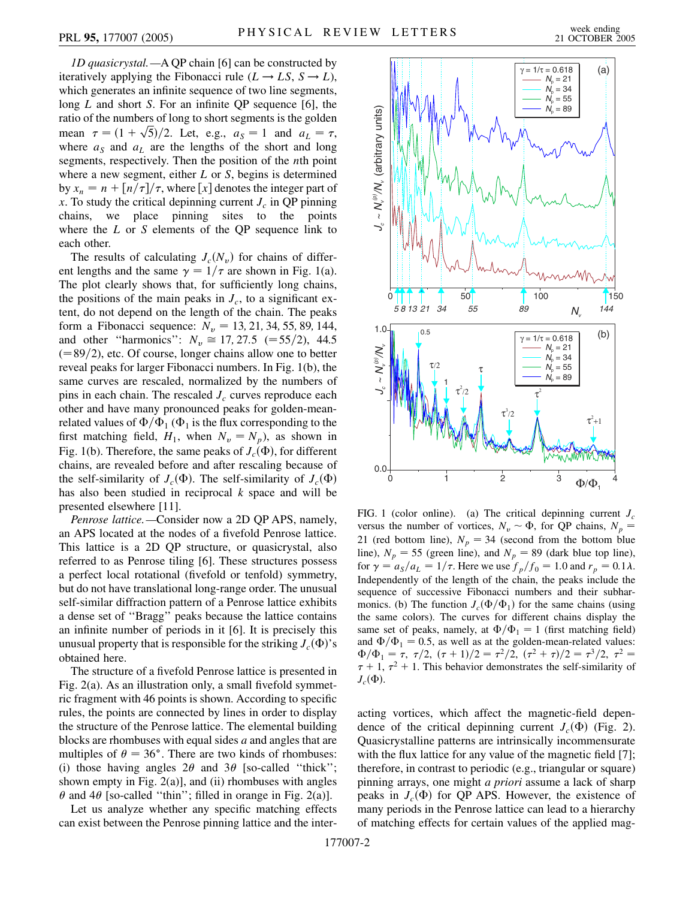*1D quasicrystal.*—A QP chain [6] can be constructed by iteratively applying the Fibonacci rule ($L \to LS$, $S \to L$), which generates an infinite sequence of two line segments, long $L$ and short $S$. For an infinite QP sequence [6], the ratio of the numbers of long to short segments is the golden mean $\tau = (1 + \sqrt{5})/2$. Let, e.g., $a_S = 1$ and $a_L = \tau$, where $a_S$ and $a_L$ are the lengths of the short and long segments, respectively. Then the position of the $n$th point where a new segment, either $L$ or $S$, begins is determined by $x_n = n + [n/\tau]/\tau$, where $[x]$ denotes the integer part of $x$. To study the critical depinning current $J_c$ in QP pinning chains, we place pinning sites to the points where the $L$ or $S$ elements of the QP sequence link to each other.

The results of calculating $J_c(N_v)$ for chains of different lengths and the same $\gamma = 1/\tau$ are shown in Fig. 1(a). The plot clearly shows that, for sufficiently long chains, the positions of the main peaks in $J_c$, to a significant extent, do not depend on the length of the chain. The peaks form a Fibonacci sequence: $N_v = 13, 21, 34, 55, 89, 144$, and other "harmonics": $N_v \cong 17, 27.5$ $(=55/2)$, $44.5$ $(=89/2)$, etc. Of course, longer chains allow one to better reveal peaks for larger Fibonacci numbers. In Fig. 1(b), the same curves are rescaled, normalized by the numbers of pins in each chain. The rescaled $J_c$ curves reproduce each other and have many pronounced peaks for golden-mean-related values of $\Phi/\Phi_1$ ($\Phi_1$ is the flux corresponding to the first matching field, $H_1$, when $N_v = N_p$), as shown in Fig. 1(b). Therefore, the same peaks of $J_c(\Phi)$, for different chains, are revealed before and after rescaling because of the self-similarity of $J_c(\Phi)$. The self-similarity of $J_c(\Phi)$ has also been studied in reciprocal $k$ space and will be presented elsewhere [11].

*Penrose lattice.*—Consider now a 2D QP APS, namely, an APS located at the nodes of a fivefold Penrose lattice. This lattice is a 2D QP structure, or quasicrystal, also referred to as Penrose tiling [6]. These structures possess a perfect local rotational (fivefold or tenfold) symmetry, but do not have translational long-range order. The unusual self-similar diffraction pattern of a Penrose lattice exhibits a dense set of "Bragg" peaks because the lattice contains an infinite number of periods in it [6]. It is precisely this unusual property that is responsible for the striking $J_c(\Phi)$'s obtained here.

The structure of a fivefold Penrose lattice is presented in Fig. 2(a). As an illustration only, a small fivefold symmetric fragment with 46 points is shown. According to specific rules, the points are connected by lines in order to display the structure of the Penrose lattice. The elemental building blocks are rhombuses with equal sides $a$ and angles that are multiples of $\theta = 36°$. There are two kinds of rhombuses: (i) those having angles $2\theta$ and $3\theta$ [so-called "thick"; shown empty in Fig. 2(a)], and (ii) rhombuses with angles $\theta$ and $4\theta$ [so-called "thin"; filled in orange in Fig. 2(a)].

Let us analyze whether any specific matching effects can exist between the Penrose pinning lattice and the interacting vortices, which affect the magnetic-field dependence of the critical depinning current $J_c(\Phi)$ (Fig. 2). Quasicrystalline patterns are intrinsically incommensurate with the flux lattice for any value of the magnetic field [7]; therefore, in contrast to periodic (e.g., triangular or square) pinning arrays, one might *a priori* assume a lack of sharp peaks in $J_c(\Phi)$ for QP APS. However, the existence of many periods in the Penrose lattice can lead to a hierarchy of matching effects for certain values of the applied mag-

FIG. 1 (color online). (a) The critical depinning current $J_c$ versus the number of vortices, $N_v \sim \Phi$, for QP chains, $N_p = 21$ (red bottom line), $N_p = 34$ (second from the bottom blue line), $N_p = 55$ (green line), and $N_p = 89$ (dark blue top line), for $\gamma = a_S/a_L = 1/\tau$. Here we use $f_p/f_0 = 1.0$ and $r_p = 0.1\lambda$. Independently of the length of the chain, the peaks include the sequence of successive Fibonacci numbers and their subharmonics. (b) The function $J_c(\Phi/\Phi_1)$ for the same chains (using the same colors). The curves for different chains display the same set of peaks, namely, at $\Phi/\Phi_1 = 1$ (first matching field) and $\Phi/\Phi_1 = 0.5$, as well as at the golden-mean-related values: $\Phi/\Phi_1 = \tau$, $\tau/2$, $(\tau + 1)/2 = \tau^2/2$, $(\tau^2 + \tau)/2 = \tau^3/2$, $\tau^2 = \tau + 1$, $\tau^2 + 1$. This behavior demonstrates the self-similarity of $J_c(\Phi)$.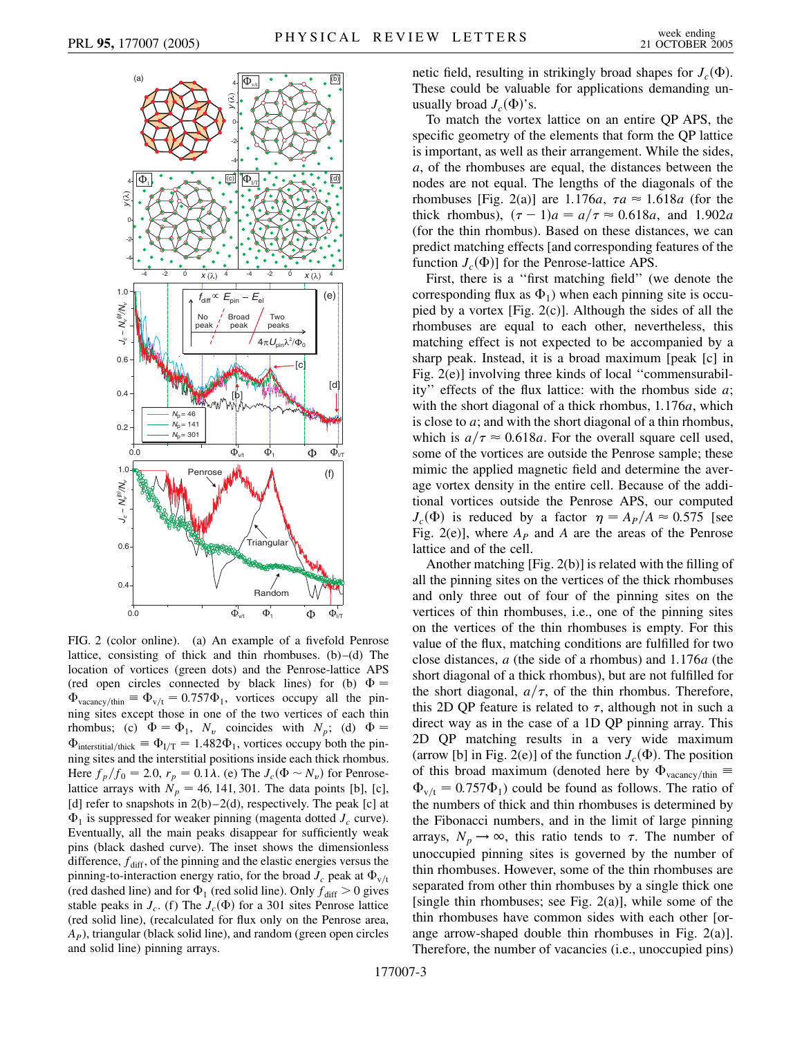FIG. 2 (color online). (a) An example of a fivefold Penrose lattice, consisting of thick and thin rhombuses. (b)–(d) The location of vortices (green dots) and the Penrose-lattice APS (red open circles connected by black lines) for (b) $\Phi = \Phi_{\mathrm{vacancy/thin}} \equiv \Phi_{\mathrm{v/t}} = 0.757\Phi_1$, vortices occupy all the pinning sites except those in one of the two vertices of each thin rhombus; (c) $\Phi = \Phi_1$, $N_v$ coincides with $N_p$; (d) $\Phi = \Phi_{\mathrm{interstitial/thick}} \equiv \Phi_{\mathrm{I/T}} = 1.482\Phi_1$, vortices occupy both the pinning sites and the interstitial positions inside each thick rhombus. Here $f_p/f_0 = 2.0$, $r_p = 0.1\lambda$. (e) The $J_c(\Phi \sim N_v)$ for Penrose-lattice arrays with $N_p = 46, 141, 301$. The data points [b], [c], [d] refer to snapshots in 2(b)–2(d), respectively. The peak [c] at $\Phi_1$ is suppressed for weaker pinning (magenta dotted $J_c$ curve). Eventually, all the main peaks disappear for sufficiently weak pins (black dashed curve). The inset shows the dimensionless difference, $f_{\mathrm{diff}}$, of the pinning and the elastic energies versus the pinning-to-interaction energy ratio, for the broad $J_c$ peak at $\Phi_{\mathrm{v/t}}$ (red dashed line) and for $\Phi_1$ (red solid line). Only $f_{\mathrm{diff}} > 0$ gives stable peaks in $J_c$. (f) The $J_c(\Phi)$ for a 301 sites Penrose lattice (red solid line), (recalculated for flux only on the Penrose area, $A_P$), triangular (black solid line), and random (green open circles and solid line) pinning arrays.

netic field, resulting in strikingly broad shapes for $J_c(\Phi)$. These could be valuable for applications demanding unusually broad $J_c(\Phi)$'s.

To match the vortex lattice on an entire QP APS, the specific geometry of the elements that form the QP lattice is important, as well as their arrangement. While the sides, $a$, of the rhombuses are equal, the distances between the nodes are not equal. The lengths of the diagonals of the rhombuses [Fig. 2(a)] are $1.176a$, $\tau a \approx 1.618a$ (for the thick rhombus), $(\tau - 1)a = a/\tau \approx 0.618a$, and $1.902a$ (for the thin rhombus). Based on these distances, we can predict matching effects [and corresponding features of the function $J_c(\Phi)$] for the Penrose-lattice APS.

First, there is a "first matching field" (we denote the corresponding flux as $\Phi_1$) when each pinning site is occupied by a vortex [Fig. 2(c)]. Although the sides of all the rhombuses are equal to each other, nevertheless, this matching effect is not expected to be accompanied by a sharp peak. Instead, it is a broad maximum [peak [c] in Fig. 2(e)] involving three kinds of local "commensurability" effects of the flux lattice: with the rhombus side $a$; with the short diagonal of a thick rhombus, $1.176a$, which is close to $a$; and with the short diagonal of a thin rhombus, which is $a/\tau \approx 0.618a$. For the overall square cell used, some of the vortices are outside the Penrose sample; these mimic the applied magnetic field and determine the average vortex density in the entire cell. Because of the additional vortices outside the Penrose APS, our computed $J_c(\Phi)$ is reduced by a factor $\eta = A_P/A \approx 0.575$ [see Fig. 2(e)], where $A_P$ and $A$ are the areas of the Penrose lattice and of the cell.

Another matching [Fig. 2(b)] is related with the filling of all the pinning sites on the vertices of the thick rhombuses and only three out of four of the pinning sites on the vertices of thin rhombuses, i.e., one of the pinning sites on the vertices of the thin rhombuses is empty. For this value of the flux, matching conditions are fulfilled for two close distances, $a$ (the side of a rhombus) and $1.176a$ (the short diagonal of a thick rhombus), but are not fulfilled for the short diagonal, $a/\tau$, of the thin rhombus. Therefore, this 2D QP feature is related to $\tau$, although not in such a direct way as in the case of a 1D QP pinning array. This 2D QP matching results in a very wide maximum (arrow [b] in Fig. 2(e)] of the function $J_c(\Phi)$. The position of this broad maximum (denoted here by $\Phi_{\mathrm{vacancy/thin}} \equiv \Phi_{\mathrm{v/t}} = 0.757\Phi_1$) could be found as follows. The ratio of the numbers of thick and thin rhombuses is determined by the Fibonacci numbers, and in the limit of large pinning arrays, $N_p \to \infty$, this ratio tends to $\tau$. The number of unoccupied pinning sites is governed by the number of thin rhombuses. However, some of the thin rhombuses are separated from other thin rhombuses by a single thick one [single thin rhombuses; see Fig. 2(a)], while some of the thin rhombuses have common sides with each other [orange arrow-shaped double thin rhombuses in Fig. 2(a)]. Therefore, the number of vacancies (i.e., unoccupied pins)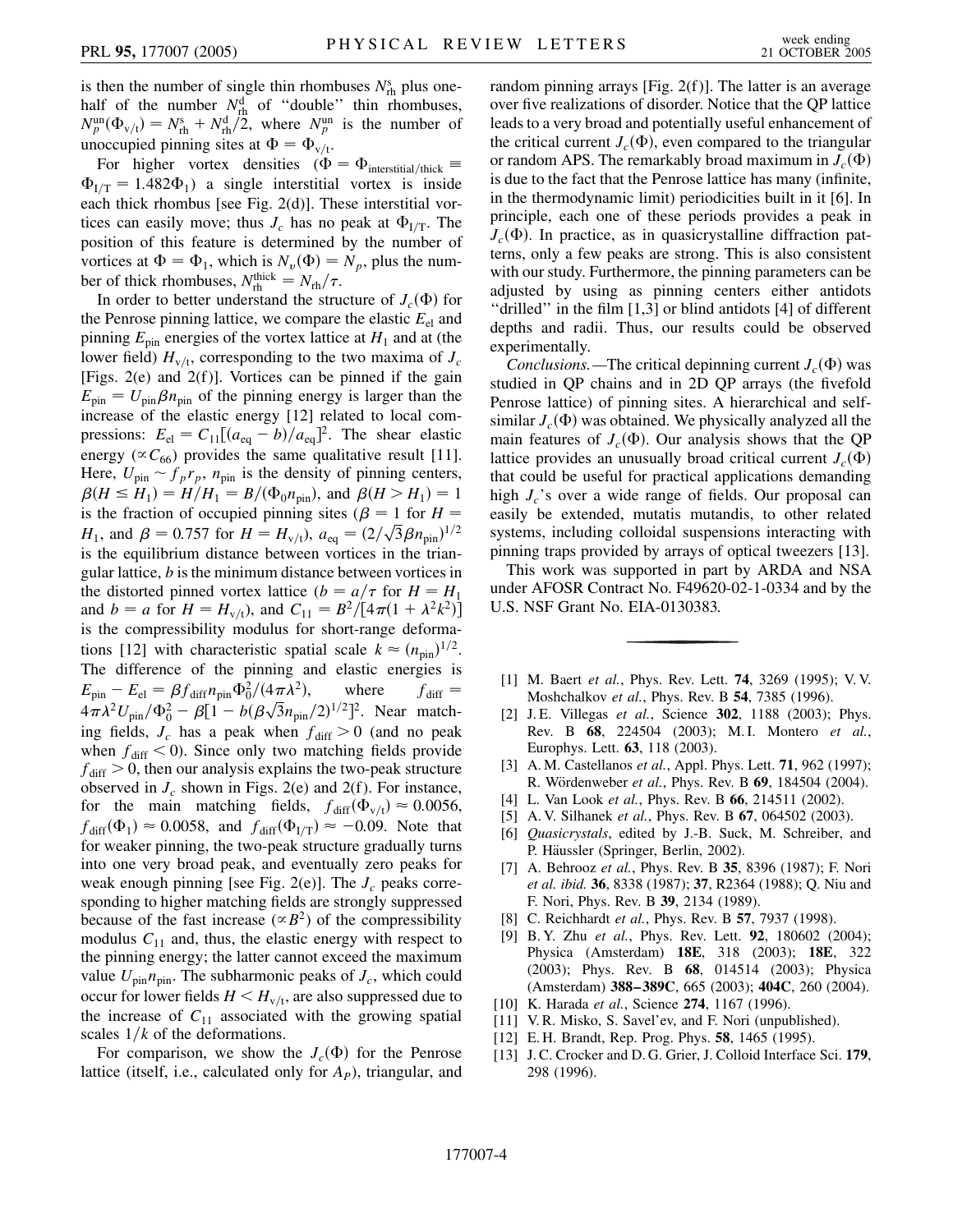is then the number of single thin rhombuses $N_{\rm rh}^{\rm s}$ plus one-half of the number $N_{\rm rh}^{\rm d}$ of "double" thin rhombuses, $N_p^{\rm un}(\Phi_{\rm v/t}) = N_{\rm rh}^{\rm s} + N_{\rm rh}^{\rm d}/2$, where $N_p^{\rm un}$ is the number of unoccupied pinning sites at $\Phi = \Phi_{\rm v/t}$.

For higher vortex densities ($\Phi = \Phi_{\rm interstitial/thick} \equiv \Phi_{\rm I/T} = 1.482\Phi_1$) a single interstitial vortex is inside each thick rhombus [see Fig. 2(d)]. These interstitial vortices can easily move; thus $J_c$ has no peak at $\Phi_{\rm I/T}$. The position of this feature is determined by the number of vortices at $\Phi = \Phi_1$, which is $N_v(\Phi) = N_p$, plus the number of thick rhombuses, $N_{\rm rh}^{\rm thick} = N_{\rm rh}/\tau$.

In order to better understand the structure of $J_c(\Phi)$ for the Penrose pinning lattice, we compare the elastic $E_{\rm el}$ and pinning $E_{\rm pin}$ energies of the vortex lattice at $H_1$ and at (the lower field) $H_{\rm v/t}$, corresponding to the two maxima of $J_c$ [Figs. 2(e) and 2(f)]. Vortices can be pinned if the gain $E_{\rm pin} = U_{\rm pin}\beta n_{\rm pin}$ of the pinning energy is larger than the increase of the elastic energy [12] related to local compressions: $E_{\rm el} = C_{11}[(a_{\rm eq} - b)/a_{\rm eq}]^2$. The shear elastic energy ($\propto C_{66}$) provides the same qualitative result [11]. Here, $U_{\rm pin} \sim f_p r_p$, $n_{\rm pin}$ is the density of pinning centers, $\beta(H \leq H_1) = H/H_1 = B/(\Phi_0 n_{\rm pin})$, and $\beta(H > H_1) = 1$ is the fraction of occupied pinning sites ($\beta = 1$ for $H = H_1$, and $\beta = 0.757$ for $H = H_{\rm v/t}$), $a_{\rm eq} = (2/\sqrt{3}\beta n_{\rm pin})^{1/2}$ is the equilibrium distance between vortices in the triangular lattice, $b$ is the minimum distance between vortices in the distorted pinned vortex lattice ($b = a/\tau$ for $H = H_1$ and $b = a$ for $H = H_{\rm v/t}$), and $C_{11} = B^2/[4\pi(1 + \lambda^2 k^2)]$ is the compressibility modulus for short-range deformations [12] with characteristic spatial scale $k \approx (n_{\rm pin})^{1/2}$. The difference of the pinning and elastic energies is $E_{\rm pin} - E_{\rm el} = \beta f_{\rm diff} n_{\rm pin}\Phi_0^2/(4\pi\lambda^2)$, where $f_{\rm diff} = 4\pi\lambda^2 U_{\rm pin}/\Phi_0^2 - \beta[1 - b(\beta\sqrt{3}n_{\rm pin}/2)^{1/2}]^2$. Near matching fields, $J_c$ has a peak when $f_{\rm diff} > 0$ (and no peak when $f_{\rm diff} < 0$). Since only two matching fields provide $f_{\rm diff} > 0$, then our analysis explains the two-peak structure observed in $J_c$ shown in Figs. 2(e) and 2(f). For instance, for the main matching fields, $f_{\rm diff}(\Phi_{\rm v/t}) \approx 0.0056$, $f_{\rm diff}(\Phi_1) \approx 0.0058$, and $f_{\rm diff}(\Phi_{\rm I/T}) \approx -0.09$. Note that for weaker pinning, the two-peak structure gradually turns into one very broad peak, and eventually zero peaks for weak enough pinning [see Fig. 2(e)]. The $J_c$ peaks corresponding to higher matching fields are strongly suppressed because of the fast increase ($\propto B^2$) of the compressibility modulus $C_{11}$ and, thus, the elastic energy with respect to the pinning energy; the latter cannot exceed the maximum value $U_{\rm pin}n_{\rm pin}$. The subharmonic peaks of $J_c$, which could occur for lower fields $H < H_{\rm v/t}$, are also suppressed due to the increase of $C_{11}$ associated with the growing spatial scales $1/k$ of the deformations.

For comparison, we show the $J_c(\Phi)$ for the Penrose lattice (itself, i.e., calculated only for $A_P$), triangular, and random pinning arrays [Fig. 2(f)]. The latter is an average over five realizations of disorder. Notice that the QP lattice leads to a very broad and potentially useful enhancement of the critical current $J_c(\Phi)$, even compared to the triangular or random APS. The remarkably broad maximum in $J_c(\Phi)$ is due to the fact that the Penrose lattice has many (infinite, in the thermodynamic limit) periodicities built in it [6]. In principle, each one of these periods provides a peak in $J_c(\Phi)$. In practice, as in quasicrystalline diffraction patterns, only a few peaks are strong. This is also consistent with our study. Furthermore, the pinning parameters can be adjusted by using as pinning centers either antidots "drilled" in the film [1,3] or blind antidots [4] of different depths and radii. Thus, our results could be observed experimentally.

*Conclusions.*—The critical depinning current $J_c(\Phi)$ was studied in QP chains and in 2D QP arrays (the fivefold Penrose lattice) of pinning sites. A hierarchical and self-similar $J_c(\Phi)$ was obtained. We physically analyzed all the main features of $J_c(\Phi)$. Our analysis shows that the QP lattice provides an unusually broad critical current $J_c(\Phi)$ that could be useful for practical applications demanding high $J_c$'s over a wide range of fields. Our proposal can easily be extended, mutatis mutandis, to other related systems, including colloidal suspensions interacting with pinning traps provided by arrays of optical tweezers [13].

This work was supported in part by ARDA and NSA under AFOSR Contract No. F49620-02-1-0334 and by the U.S. NSF Grant No. EIA-0130383.

---

[1] M. Baert *et al.*, Phys. Rev. Lett. **74**, 3269 (1995); V. V. Moshchalkov *et al.*, Phys. Rev. B **54**, 7385 (1996).

[2] J. E. Villegas *et al.*, Science **302**, 1188 (2003); Phys. Rev. B **68**, 224504 (2003); M. I. Montero *et al.*, Europhys. Lett. **63**, 118 (2003).

[3] A. M. Castellanos *et al.*, Appl. Phys. Lett. **71**, 962 (1997); R. Wördenweber *et al.*, Phys. Rev. B **69**, 184504 (2004).

[4] L. Van Look *et al.*, Phys. Rev. B **66**, 214511 (2002).

[5] A. V. Silhanek *et al.*, Phys. Rev. B **67**, 064502 (2003).

[6] *Quasicrystals*, edited by J.-B. Suck, M. Schreiber, and P. Häussler (Springer, Berlin, 2002).

[7] A. Behrooz *et al.*, Phys. Rev. B **35**, 8396 (1987); F. Nori *et al. ibid.* **36**, 8338 (1987); **37**, R2364 (1988); Q. Niu and F. Nori, Phys. Rev. B **39**, 2134 (1989).

[8] C. Reichhardt *et al.*, Phys. Rev. B **57**, 7937 (1998).

[9] B. Y. Zhu *et al.*, Phys. Rev. Lett. **92**, 180602 (2004); Physica (Amsterdam) **18E**, 318 (2003); **18E**, 322 (2003); Phys. Rev. B **68**, 014514 (2003); Physica (Amsterdam) **388–389C**, 665 (2003); **404C**, 260 (2004).

[10] K. Harada *et al.*, Science **274**, 1167 (1996).

[11] V. R. Misko, S. Savel'ev, and F. Nori (unpublished).

[12] E. H. Brandt, Rep. Prog. Phys. **58**, 1465 (1995).

[13] J. C. Crocker and D. G. Grier, J. Colloid Interface Sci. **179**, 298 (1996).